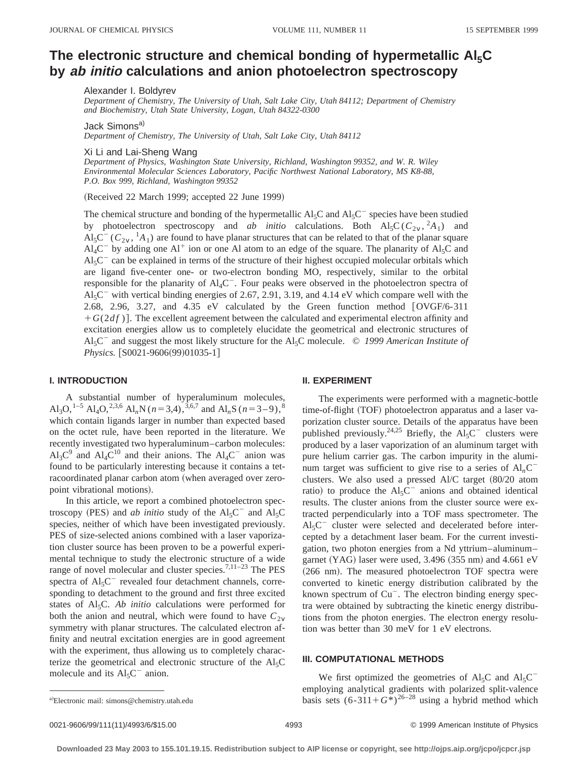# The electronic structure and chemical bonding of hypermetallic $Al_5C$ by *ab initio* calculations and anion photoelectron spectroscopy

Alexander I. Boldyrev
*Department of Chemistry, The University of Utah, Salt Lake City, Utah 84112; Department of Chemistry and Biochemistry, Utah State University, Logan, Utah 84322-0300*

Jack Simons[a]
*Department of Chemistry, The University of Utah, Salt Lake City, Utah 84112*

Xi Li and Lai-Sheng Wang
*Department of Physics, Washington State University, Richland, Washington 99352, and W. R. Wiley Environmental Molecular Sciences Laboratory, Pacific Northwest National Laboratory, MS K8-88, P.O. Box 999, Richland, Washington 99352*

(Received 22 March 1999; accepted 22 June 1999)

The chemical structure and bonding of the hypermetallic $Al_5C$ and $Al_5C^-$ species have been studied by photoelectron spectroscopy and *ab initio* calculations. Both $Al_5C$ $(C_{2v}, {}^2A_1)$ and $Al_5C^-$ $(C_{2v}, {}^1A_1)$ are found to have planar structures that can be related to that of the planar square $Al_4C^-$ by adding one $Al^+$ ion or one Al atom to an edge of the square. The planarity of $Al_5C$ and $Al_5C^-$ can be explained in terms of the structure of their highest occupied molecular orbitals which are ligand five-center one- or two-electron bonding MO, respectively, similar to the orbital responsible for the planarity of $Al_4C^-$. Four peaks were observed in the photoelectron spectra of $Al_5C^-$ with vertical binding energies of 2.67, 2.91, 3.19, and 4.14 eV which compare well with the 2.68, 2.96, 3.27, and 4.35 eV calculated by the Green function method [OVGF/6-311 +G(2*df*)]. The excellent agreement between the calculated and experimental electron affinity and excitation energies allow us to completely elucidate the geometrical and electronic structures of $Al_5C^-$ and suggest the most likely structure for the $Al_5C$ molecule. © *1999 American Institute of Physics.* [S0021-9606(99)01035-1]

## I. INTRODUCTION

A substantial number of hyperaluminum molecules, $Al_3O$,[1–5] $Al_4O$,[2,3,6] $Al_nN$ $(n=3,4)$,[3,6,7] and $Al_nS$ $(n=3–9)$,[8] which contain ligands larger in number than expected based on the octet rule, have been reported in the literature. We recently investigated two hyperaluminum–carbon molecules: $Al_3C$[9] and $Al_4C$[10] and their anions. The $Al_4C^-$ anion was found to be particularly interesting because it contains a tetracoordinated planar carbon atom (when averaged over zero-point vibrational motions).

In this article, we report a combined photoelectron spectroscopy (PES) and *ab initio* study of the $Al_5C^-$ and $Al_5C$ species, neither of which have been investigated previously. PES of size-selected anions combined with a laser vaporization cluster source has been proven to be a powerful experimental technique to study the electronic structure of a wide range of novel molecular and cluster species.[7,11–23] The PES spectra of $Al_5C^-$ revealed four detachment channels, corresponding to detachment to the ground and first three excited states of $Al_5C$. *Ab initio* calculations were performed for both the anion and neutral, which were found to have $C_{2v}$ symmetry with planar structures. The calculated electron affinity and neutral excitation energies are in good agreement with the experiment, thus allowing us to completely characterize the geometrical and electronic structure of the $Al_5C$ molecule and its $Al_5C^-$ anion.

[a]Electronic mail: simons@chemistry.utah.edu

## II. EXPERIMENT

The experiments were performed with a magnetic-bottle time-of-flight (TOF) photoelectron apparatus and a laser vaporization cluster source. Details of the apparatus have been published previously.[24,25] Briefly, the $Al_5C^-$ clusters were produced by a laser vaporization of an aluminum target with pure helium carrier gas. The carbon impurity in the aluminum target was sufficient to give rise to a series of $Al_nC^-$ clusters. We also used a pressed Al/C target (80/20 atom ratio) to produce the $Al_5C^-$ anions and obtained identical results. The cluster anions from the cluster source were extracted perpendicularly into a TOF mass spectrometer. The $Al_5C^-$ cluster were selected and decelerated before intercepted by a detachment laser beam. For the current investigation, two photon energies from a Nd yttrium–aluminum–garnet (YAG) laser were used, 3.496 (355 nm) and 4.661 eV (266 nm). The measured photoelectron TOF spectra were converted to kinetic energy distribution calibrated by the known spectrum of $Cu^-$. The electron binding energy spectra were obtained by subtracting the kinetic energy distributions from the photon energies. The electron energy resolution was better than 30 meV for 1 eV electrons.

## III. COMPUTATIONAL METHODS

We first optimized the geometries of $Al_5C$ and $Al_5C^-$ employing analytical gradients with polarized split-valence basis sets $(6\text{-}311+G^*)$[26–28] using a hybrid method which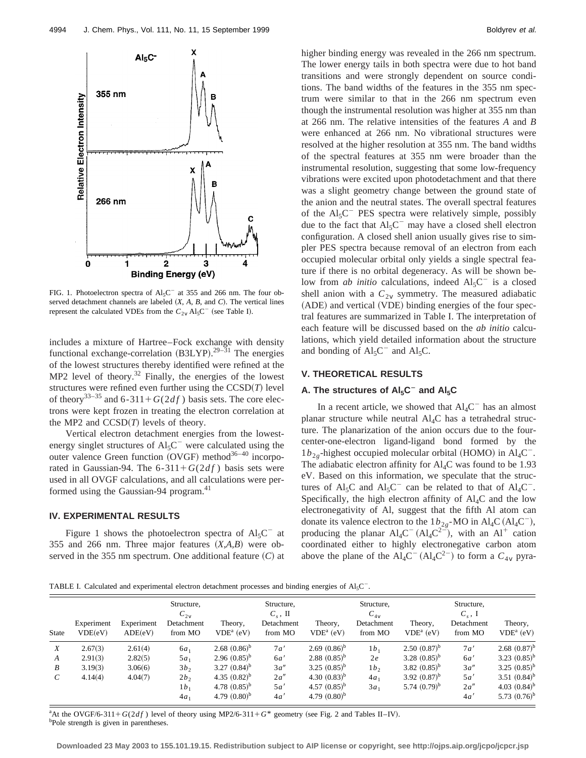FIG. 1. Photoelectron spectra of $Al_5C^-$ at 355 and 266 nm. The four observed detachment channels are labeled (*X*, *A*, *B*, and *C*). The vertical lines represent the calculated VDEs from the $C_{2v}$ $Al_5C^-$ (see Table I).

includes a mixture of Hartree–Fock exchange with density functional exchange-correlation (B3LYP).[29–31] The energies of the lowest structures thereby identified were refined at the MP2 level of theory.[32] Finally, the energies of the lowest structures were refined even further using the CCSD(*T*) level of theory[33–35] and 6-311+*G*(2*df*) basis sets. The core electrons were kept frozen in treating the electron correlation at the MP2 and CCSD(*T*) levels of theory.

Vertical electron detachment energies from the lowest-energy singlet structures of $Al_5C^-$ were calculated using the outer valence Green function (OVGF) method[36–40] incorporated in Gaussian-94. The 6-311+*G*(2*df*) basis sets were used in all OVGF calculations, and all calculations were performed using the Gaussian-94 program.[41]

## IV. EXPERIMENTAL RESULTS

Figure 1 shows the photoelectron spectra of $Al_5C^-$ at 355 and 266 nm. Three major features (*X*,*A*,*B*) were observed in the 355 nm spectrum. One additional feature (*C*) at higher binding energy was revealed in the 266 nm spectrum. The lower energy tails in both spectra were due to hot band transitions and were strongly dependent on source conditions. The band widths of the features in the 355 nm spectrum were similar to that in the 266 nm spectrum even though the instrumental resolution was higher at 355 nm than at 266 nm. The relative intensities of the features *A* and *B* were enhanced at 266 nm. No vibrational structures were resolved at the higher resolution at 355 nm. The band widths of the spectral features at 355 nm were broader than the instrumental resolution, suggesting that some low-frequency vibrations were excited upon photodetachment and that there was a slight geometry change between the ground state of the anion and the neutral states. The overall spectral features of the $Al_5C^-$ PES spectra were relatively simple, possibly due to the fact that $Al_5C^-$ may have a closed shell electron configuration. A closed shell anion usually gives rise to simpler PES spectra because removal of an electron from each occupied molecular orbital only yields a single spectral feature if there is no orbital degeneracy. As will be shown below from *ab initio* calculations, indeed $Al_5C^-$ is a closed shell anion with a $C_{2v}$ symmetry. The measured adiabatic (ADE) and vertical (VDE) binding energies of the four spectral features are summarized in Table I. The interpretation of each feature will be discussed based on the *ab initio* calculations, which yield detailed information about the structure and bonding of $Al_5C^-$ and $Al_5C$.

## V. THEORETICAL RESULTS

### A. The structures of $Al_5C^-$ and $Al_5C$

In a recent article, we showed that $Al_4C^-$ has an almost planar structure while neutral $Al_4C$ has a tetrahedral structure. The planarization of the anion occurs due to the four-center-one-electron ligand-ligand bond formed by the $1b_{2g}$-highest occupied molecular orbital (HOMO) in $Al_4C^-$. The adiabatic electron affinity for $Al_4C$ was found to be 1.93 eV. Based on this information, we speculate that the structures of $Al_5C$ and $Al_5C^-$ can be related to that of $Al_4C^-$. Specifically, the high electron affinity of $Al_4C$ and the low electronegativity of Al, suggest that the fifth Al atom can donate its valence electron to the $1b_{2g}$-MO in $Al_4C$ ($Al_4C^-$), producing the planar $Al_4C^-$ ($Al_4C^{2-}$), with an $Al^+$ cation coordinated either to highly electronegative carbon atom above the plane of the $Al_4C^-$ ($Al_4C^{2-}$) to form a $C_{4v}$ pyra-

TABLE I. Calculated and experimental electron detachment processes and binding energies of $Al_5C^-$.

| State | Experiment VDE(eV) | Experiment ADE(eV) | Structure, $C_{2v}$ Detachment from MO | Theory, VDE[a] (eV) | Structure, $C_s$, II Detachment from MO | Theory, VDE[a] (eV) | Structure, $C_{4v}$ Detachment from MO | Theory, VDE[a] (eV) | Structure, $C_s$, I Detachment from MO | Theory, VDE[a] (eV) |
|---|---|---|---|---|---|---|---|---|---|---|
| *X* | 2.67(3) | 2.61(4) | $6a_1$ | 2.68 (0.86)[b] | $7a'$ | 2.69 (0.86)[b] | $1b_1$ | 2.50 (0.87)[b] | $7a'$ | 2.68 (0.87)[b] |
| *A* | 2.91(3) | 2.82(5) | $5a_1$ | 2.96 (0.85)[b] | $6a'$ | 2.88 (0.85)[b] | $2e$ | 3.28 (0.85)[b] | $6a'$ | 3.23 (0.85)[b] |
| *B* | 3.19(3) | 3.06(6) | $3b_2$ | 3.27 (0.84)[b] | $3a''$ | 3.25 (0.85)[b] | $1b_2$ | 3.82 (0.85)[b] | $3a''$ | 3.25 (0.85)[b] |
| *C* | 4.14(4) | 4.04(7) | $2b_2$ | 4.35 (0.82)[b] | $2a''$ | 4.30 (0.83)[b] | $4a_1$ | 3.92 (0.87)[b] | $5a'$ | 3.51 (0.84)[b] |
| | | | $1b_1$ | 4.78 (0.85)[b] | $5a'$ | 4.57 (0.85)[b] | $3a_1$ | 5.74 (0.79)[b] | $2a''$ | 4.03 (0.84)[b] |
| | | | $4a_1$ | 4.79 (0.80)[b] | $4a'$ | 4.79 (0.80)[b] | | | $4a'$ | 5.73 (0.76)[b] |

[a]At the OVGF/6-311+*G*(2*df*) level of theory using MP2/6-311+*G** geometry (see Fig. 2 and Tables II–IV).
[b]Pole strength is given in parentheses.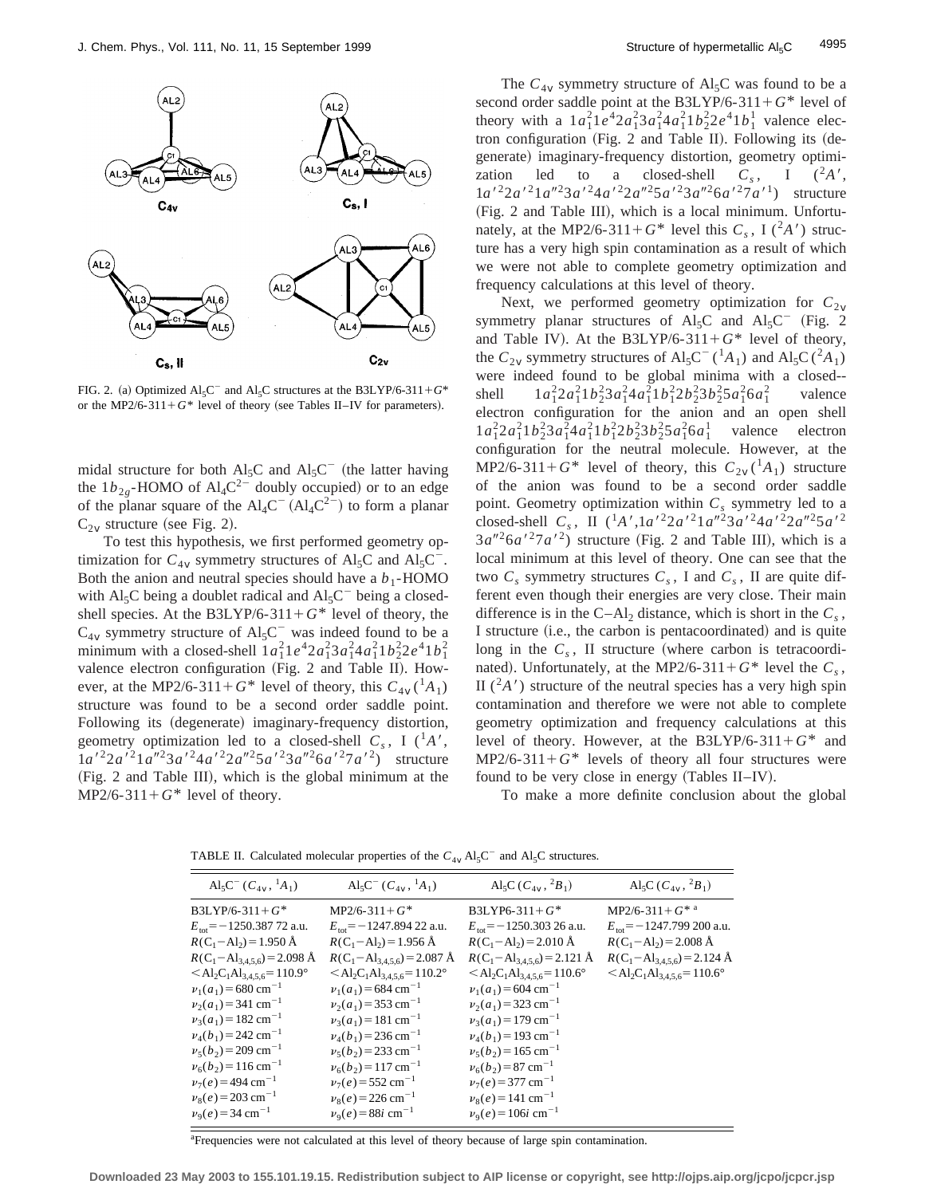FIG. 2. (a) Optimized $Al_5C^-$ and $Al_5C$ structures at the B3LYP/6-311+$G^*$ or the MP2/6-311+$G^*$ level of theory (see Tables II–IV for parameters).

midal structure for both $Al_5C$ and $Al_5C^-$ (the latter having the $1b_{2g}$-HOMO of $Al_4C^{2-}$ doubly occupied) or to an edge of the planar square of the $Al_4C^-$ ($Al_4C^{2-}$) to form a planar $C_{2v}$ structure (see Fig. 2).

To test this hypothesis, we first performed geometry optimization for $C_{4v}$ symmetry structures of $Al_5C$ and $Al_5C^-$. Both the anion and neutral species should have a $b_1$-HOMO with $Al_5C$ being a doublet radical and $Al_5C^-$ being a closed-shell species. At the B3LYP/6-311+$G^*$ level of theory, the $C_{4v}$ symmetry structure of $Al_5C^-$ was indeed found to be a minimum with a closed-shell $1a_1^2 1e^4 2a_1^2 3a_1^2 4a_1^2 1b_2^2 2e^4 1b_1^2$ valence electron configuration (Fig. 2 and Table II). However, at the MP2/6-311+$G^*$ level of theory, this $C_{4v}(^1A_1)$ structure was found to be a second order saddle point. Following its (degenerate) imaginary-frequency distortion, geometry optimization led to a closed-shell $C_s$, I ($^1A'$, $1a'^2 2a'^2 1a''^2 3a'^2 4a'^2 2a''^2 5a'^2 3a''^2 6a'^2 7a'^2$) structure (Fig. 2 and Table III), which is the global minimum at the MP2/6-311+$G^*$ level of theory.

The $C_{4v}$ symmetry structure of $Al_5C$ was found to be a second order saddle point at the B3LYP/6-311+$G^*$ level of theory with a $1a_1^2 1e^4 2a_1^2 3a_1^2 4a_1^2 1b_2^2 2e^4 1b_1^1$ valence electron configuration (Fig. 2 and Table II). Following its (degenerate) imaginary-frequency distortion, geometry optimization led to a closed-shell $C_s$, I ($^2A'$, $1a'^2 2a'^2 1a''^2 3a'^2 4a'^2 2a''^2 5a'^2 3a''^2 6a'^2 7a'^1$) structure (Fig. 2 and Table III), which is a local minimum. Unfortunately, at the MP2/6-311+$G^*$ level this $C_s$, I ($^2A'$) structure has a very high spin contamination as a result of which we were not able to complete geometry optimization and frequency calculations at this level of theory.

Next, we performed geometry optimization for $C_{2v}$ symmetry planar structures of $Al_5C$ and $Al_5C^-$ (Fig. 2 and Table IV). At the B3LYP/6-311+$G^*$ level of theory, the $C_{2v}$ symmetry structures of $Al_5C^-$ ($^1A_1$) and $Al_5C$ ($^2A_1$) were indeed found to be global minima with a closed-shell $1a_1^2 2a_1^2 1b_2^2 3a_1^2 4a_1^2 1b_1^2 2b_2^2 3b_2^2 5a_1^2 6a_1^2$ valence electron configuration for the anion and an open shell $1a_1^2 2a_1^2 1b_2^2 3a_1^2 4a_1^2 1b_1^2 2b_2^2 3b_2^2 5a_1^2 6a_1^1$ valence electron configuration for the neutral molecule. However, at the MP2/6-311+$G^*$ level of theory, this $C_{2v}(^1A_1)$ structure of the anion was found to be a second order saddle point. Geometry optimization within $C_s$ symmetry led to a closed-shell $C_s$, II ($^1A'$, $1a'^2 2a'^2 1a''^2 3a'^2 4a'^2 2a''^2 5a'^2 3a''^2 6a'^2 7a'^2$) structure (Fig. 2 and Table III), which is a local minimum at this level of theory. One can see that the two $C_s$ symmetry structures $C_s$, I and $C_s$, II are quite different even though their energies are very close. Their main difference is in the C–$Al_2$ distance, which is short in the $C_s$, I structure (i.e., the carbon is pentacoordinated) and is quite long in the $C_s$, II structure (where carbon is tetracoordinated). Unfortunately, at the MP2/6-311+$G^*$ level the $C_s$, II ($^2A'$) structure of the neutral species has a very high spin contamination and therefore we were not able to complete geometry optimization and frequency calculations at this level of theory. However, at the B3LYP/6-311+$G^*$ and MP2/6-311+$G^*$ levels of theory all four structures were found to be very close in energy (Tables II–IV).

To make a more definite conclusion about the global

TABLE II. Calculated molecular properties of the $C_{4v}$ $Al_5C^-$ and $Al_5C$ structures.

| $Al_5C^-$ ($C_{4v}$, $^1A_1$) | $Al_5C^-$ ($C_{4v}$, $^1A_1$) | $Al_5C$ ($C_{4v}$, $^2B_1$) | $Al_5C$ ($C_{4v}$, $^2B_1$) |
|---|---|---|---|
| B3LYP/6-311+$G^*$ | MP2/6-311+$G^*$ | B3LYP6-311+$G^*$ | MP2/6-311+$G^*$ [a] |
| $E_{tot}$ = −1250.387 72 a.u. | $E_{tot}$ = −1247.894 22 a.u. | $E_{tot}$ = −1250.303 26 a.u. | $E_{tot}$ = −1247.799 200 a.u. |
| $R(C_1-Al_2)$ = 1.950 Å | $R(C_1-Al_2)$ = 1.956 Å | $R(C_1-Al_2)$ = 2.010 Å | $R(C_1-Al_2)$ = 2.008 Å |
| $R(C_1-Al_{3,4,5,6})$ = 2.098 Å | $R(C_1-Al_{3,4,5,6})$ = 2.087 Å | $R(C_1-Al_{3,4,5,6})$ = 2.121 Å | $R(C_1-Al_{3,4,5,6})$ = 2.124 Å |
| $<Al_2C_1Al_{3,4,5,6}$ = 110.9° | $<Al_2C_1Al_{3,4,5,6}$ = 110.2° | $<Al_2C_1Al_{3,4,5,6}$ = 110.6° | $<Al_2C_1Al_{3,4,5,6}$ = 110.6° |
| $\nu_1(a_1)$ = 680 cm$^{-1}$ | $\nu_1(a_1)$ = 684 cm$^{-1}$ | $\nu_1(a_1)$ = 604 cm$^{-1}$ | |
| $\nu_2(a_1)$ = 341 cm$^{-1}$ | $\nu_2(a_1)$ = 353 cm$^{-1}$ | $\nu_2(a_1)$ = 323 cm$^{-1}$ | |
| $\nu_3(a_1)$ = 182 cm$^{-1}$ | $\nu_3(a_1)$ = 181 cm$^{-1}$ | $\nu_3(a_1)$ = 179 cm$^{-1}$ | |
| $\nu_4(b_1)$ = 242 cm$^{-1}$ | $\nu_4(b_1)$ = 236 cm$^{-1}$ | $\nu_4(b_1)$ = 193 cm$^{-1}$ | |
| $\nu_5(b_2)$ = 209 cm$^{-1}$ | $\nu_5(b_2)$ = 233 cm$^{-1}$ | $\nu_5(b_2)$ = 165 cm$^{-1}$ | |
| $\nu_6(b_2)$ = 116 cm$^{-1}$ | $\nu_6(b_2)$ = 117 cm$^{-1}$ | $\nu_6(b_2)$ = 87 cm$^{-1}$ | |
| $\nu_7(e)$ = 494 cm$^{-1}$ | $\nu_7(e)$ = 552 cm$^{-1}$ | $\nu_7(e)$ = 377 cm$^{-1}$ | |
| $\nu_8(e)$ = 203 cm$^{-1}$ | $\nu_8(e)$ = 226 cm$^{-1}$ | $\nu_8(e)$ = 141 cm$^{-1}$ | |
| $\nu_9(e)$ = 34 cm$^{-1}$ | $\nu_9(e)$ = 88$i$ cm$^{-1}$ | $\nu_9(e)$ = 106$i$ cm$^{-1}$ | |

[a]Frequencies were not calculated at this level of theory because of large spin contamination.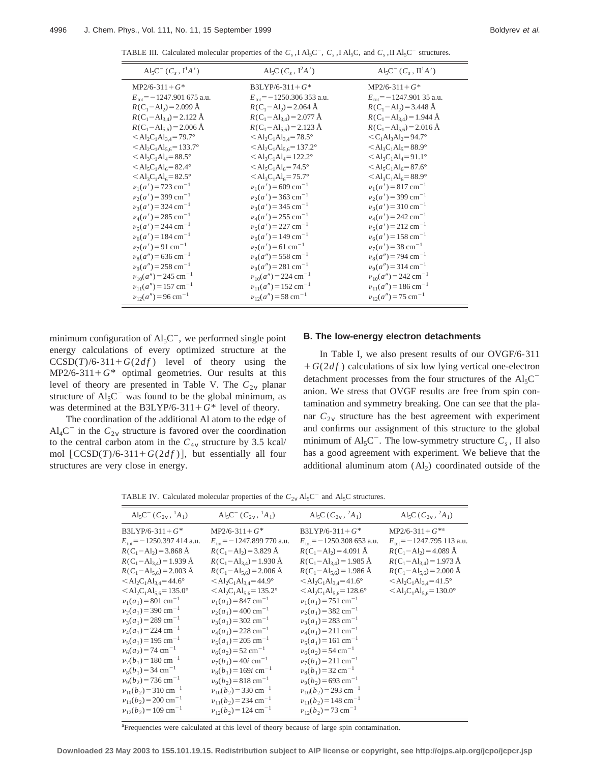TABLE III. Calculated molecular properties of the $C_s$,I $Al_5C^-$, $C_s$,I $Al_5C$, and $C_s$,II $Al_5C^-$ structures.

| $Al_5C^-$ ($C_s$, $I^1A'$) | $Al_5C$ ($C_s$, $I^2A'$) | $Al_5C^-$ ($C_s$, $II^1A'$) |
|---|---|---|
| MP2/6-311+$G^*$ | B3LYP/6-311+$G^*$ | MP2/6-311+$G^*$ |
| $E_{tot}=-1247.901\,675$ a.u. | $E_{tot}=-1250.306\,353$ a.u. | $E_{tot}=-1247.901\,35$ a.u. |
| $R(C_1-Al_2)=2.099$ Å | $R(C_1-Al_2)=2.064$ Å | $R(C_1-Al_2)=3.448$ Å |
| $R(C_1-Al_{3,4})=2.122$ Å | $R(C_1-Al_{3,4})=2.077$ Å | $R(C_1-Al_{3,4})=1.944$ Å |
| $R(C_1-Al_{5,6})=2.006$ Å | $R(C_1-Al_{5,6})=2.123$ Å | $R(C_1-Al_{5,6})=2.016$ Å |
| $<Al_2C_1Al_{3,4}=79.7°$ | $<Al_2C_1Al_{3,4}=78.5°$ | $<C_1Al_3Al_2=94.7°$ |
| $<Al_2C_1Al_{5,6}=133.7°$ | $<Al_2C_1Al_{5,6}=137.2°$ | $<Al_3C_1Al_5=88.9°$ |
| $<Al_3C_1Al_4=88.5°$ | $<Al_3C_1Al_4=122.2°$ | $<Al_3C_1Al_4=91.1°$ |
| $<Al_5C_1Al_6=82.4°$ | $<Al_5C_1Al_6=74.5°$ | $<Al_5C_1Al_6=87.6°$ |
| $<Al_3C_1Al_6=82.5°$ | $<Al_3C_1Al_6=75.7°$ | $<Al_3C_1Al_6=88.9°$ |
| $\nu_1(a')=723$ cm$^{-1}$ | $\nu_1(a')=609$ cm$^{-1}$ | $\nu_1(a')=817$ cm$^{-1}$ |
| $\nu_2(a')=399$ cm$^{-1}$ | $\nu_2(a')=363$ cm$^{-1}$ | $\nu_2(a')=399$ cm$^{-1}$ |
| $\nu_3(a')=324$ cm$^{-1}$ | $\nu_3(a')=345$ cm$^{-1}$ | $\nu_3(a')=310$ cm$^{-1}$ |
| $\nu_4(a')=285$ cm$^{-1}$ | $\nu_4(a')=255$ cm$^{-1}$ | $\nu_4(a')=242$ cm$^{-1}$ |
| $\nu_5(a')=244$ cm$^{-1}$ | $\nu_5(a')=227$ cm$^{-1}$ | $\nu_5(a')=212$ cm$^{-1}$ |
| $\nu_6(a')=184$ cm$^{-1}$ | $\nu_6(a')=149$ cm$^{-1}$ | $\nu_6(a')=158$ cm$^{-1}$ |
| $\nu_7(a')=91$ cm$^{-1}$ | $\nu_7(a')=61$ cm$^{-1}$ | $\nu_7(a')=38$ cm$^{-1}$ |
| $\nu_8(a'')=636$ cm$^{-1}$ | $\nu_8(a'')=558$ cm$^{-1}$ | $\nu_8(a'')=794$ cm$^{-1}$ |
| $\nu_9(a'')=258$ cm$^{-1}$ | $\nu_9(a'')=281$ cm$^{-1}$ | $\nu_9(a'')=314$ cm$^{-1}$ |
| $\nu_{10}(a'')=245$ cm$^{-1}$ | $\nu_{10}(a'')=224$ cm$^{-1}$ | $\nu_{10}(a'')=242$ cm$^{-1}$ |
| $\nu_{11}(a'')=157$ cm$^{-1}$ | $\nu_{11}(a'')=152$ cm$^{-1}$ | $\nu_{11}(a'')=186$ cm$^{-1}$ |
| $\nu_{12}(a'')=96$ cm$^{-1}$ | $\nu_{12}(a'')=58$ cm$^{-1}$ | $\nu_{12}(a'')=75$ cm$^{-1}$ |

minimum configuration of $Al_5C^-$, we performed single point energy calculations of every optimized structure at the CCSD($T$)/6-311+$G(2df)$ level of theory using the MP2/6-311+$G^*$ optimal geometries. Our results at this level of theory are presented in Table V. The $C_{2v}$ planar structure of $Al_5C^-$ was found to be the global minimum, as was determined at the B3LYP/6-311+$G^*$ level of theory.

The coordination of the additional Al atom to the edge of $Al_4C^-$ in the $C_{2v}$ structure is favored over the coordination to the central carbon atom in the $C_{4v}$ structure by 3.5 kcal/mol [CCSD($T$)/6-311+$G(2df)$], but essentially all four structures are very close in energy.

### B. The low-energy electron detachments

In Table I, we also present results of our OVGF/6-311+$G(2df)$ calculations of six low lying vertical one-electron detachment processes from the four structures of the $Al_5C^-$ anion. We stress that OVGF results are free from spin contamination and symmetry breaking. One can see that the planar $C_{2v}$ structure has the best agreement with experiment and confirms our assignment of this structure to the global minimum of $Al_5C^-$. The low-symmetry structure $C_s$, II also has a good agreement with experiment. We believe that the additional aluminum atom ($Al_2$) coordinated outside of the

TABLE IV. Calculated molecular properties of the $C_{2v}$ $Al_5C^-$ and $Al_5C$ structures.

| $Al_5C^-$ ($C_{2v}$, $^1A_1$) | $Al_5C^-$ ($C_{2v}$, $^1A_1$) | $Al_5C$ ($C_{2v}$, $^2A_1$) | $Al_5C$ ($C_{2v}$, $^2A_1$) |
|---|---|---|---|
| B3LYP/6-311+$G^*$ | MP2/6-311+$G^*$ | B3LYP/6-311+$G^*$ | MP2/6-311+$G^{*a}$ |
| $E_{tot}=-1250.397\,414$ a.u. | $E_{tot}=-1247.899\,770$ a.u. | $E_{tot}=-1250.308\,653$ a.u. | $E_{tot}=-1247.795\,113$ a.u. |
| $R(C_1-Al_2)=3.868$ Å | $R(C_1-Al_2)=3.829$ Å | $R(C_1-Al_2)=4.091$ Å | $R(C_1-Al_2)=4.089$ Å |
| $R(C_1-Al_{3,4})=1.939$ Å | $R(C_1-Al_{3,4})=1.930$ Å | $R(C_1-Al_{3,4})=1.985$ Å | $R(C_1-Al_{3,4})=1.973$ Å |
| $R(C_1-Al_{5,6})=2.003$ Å | $R(C_1-Al_{5,6})=2.006$ Å | $R(C_1-Al_{5,6})=1.986$ Å | $R(C_1-Al_{5,6})=2.000$ Å |
| $<Al_2C_1Al_{3,4}=44.6°$ | $<Al_2C_1Al_{3,4}=44.9°$ | $<Al_2C_1Al_{3,4}=41.6°$ | $<Al_2C_1Al_{3,4}=41.5°$ |
| $<Al_2C_1Al_{5,6}=135.0°$ | $<Al_2C_1Al_{5,6}=135.2°$ | $<Al_2C_1Al_{5,6}=128.6°$ | $<Al_2C_1Al_{5,6}=130.0°$ |
| $\nu_1(a_1)=801$ cm$^{-1}$ | $\nu_1(a_1)=847$ cm$^{-1}$ | $\nu_1(a_1)=751$ cm$^{-1}$ | |
| $\nu_2(a_1)=390$ cm$^{-1}$ | $\nu_2(a_1)=400$ cm$^{-1}$ | $\nu_2(a_1)=382$ cm$^{-1}$ | |
| $\nu_3(a_1)=289$ cm$^{-1}$ | $\nu_3(a_1)=302$ cm$^{-1}$ | $\nu_3(a_1)=283$ cm$^{-1}$ | |
| $\nu_4(a_1)=224$ cm$^{-1}$ | $\nu_4(a_1)=228$ cm$^{-1}$ | $\nu_4(a_1)=211$ cm$^{-1}$ | |
| $\nu_5(a_1)=195$ cm$^{-1}$ | $\nu_5(a_1)=205$ cm$^{-1}$ | $\nu_5(a_1)=161$ cm$^{-1}$ | |
| $\nu_6(a_2)=74$ cm$^{-1}$ | $\nu_6(a_2)=52$ cm$^{-1}$ | $\nu_6(a_2)=54$ cm$^{-1}$ | |
| $\nu_7(b_1)=180$ cm$^{-1}$ | $\nu_7(b_1)=40i$ cm$^{-1}$ | $\nu_7(b_1)=211$ cm$^{-1}$ | |
| $\nu_8(b_1)=34$ cm$^{-1}$ | $\nu_8(b_1)=169i$ cm$^{-1}$ | $\nu_8(b_1)=32$ cm$^{-1}$ | |
| $\nu_9(b_2)=736$ cm$^{-1}$ | $\nu_9(b_2)=818$ cm$^{-1}$ | $\nu_9(b_2)=693$ cm$^{-1}$ | |
| $\nu_{10}(b_2)=310$ cm$^{-1}$ | $\nu_{10}(b_2)=330$ cm$^{-1}$ | $\nu_{10}(b_2)=293$ cm$^{-1}$ | |
| $\nu_{11}(b_2)=200$ cm$^{-1}$ | $\nu_{11}(b_2)=234$ cm$^{-1}$ | $\nu_{11}(b_2)=148$ cm$^{-1}$ | |
| $\nu_{12}(b_2)=109$ cm$^{-1}$ | $\nu_{12}(b_2)=124$ cm$^{-1}$ | $\nu_{12}(b_2)=73$ cm$^{-1}$ | |

[a]Frequencies were calculated at this level of theory because of large spin contamination.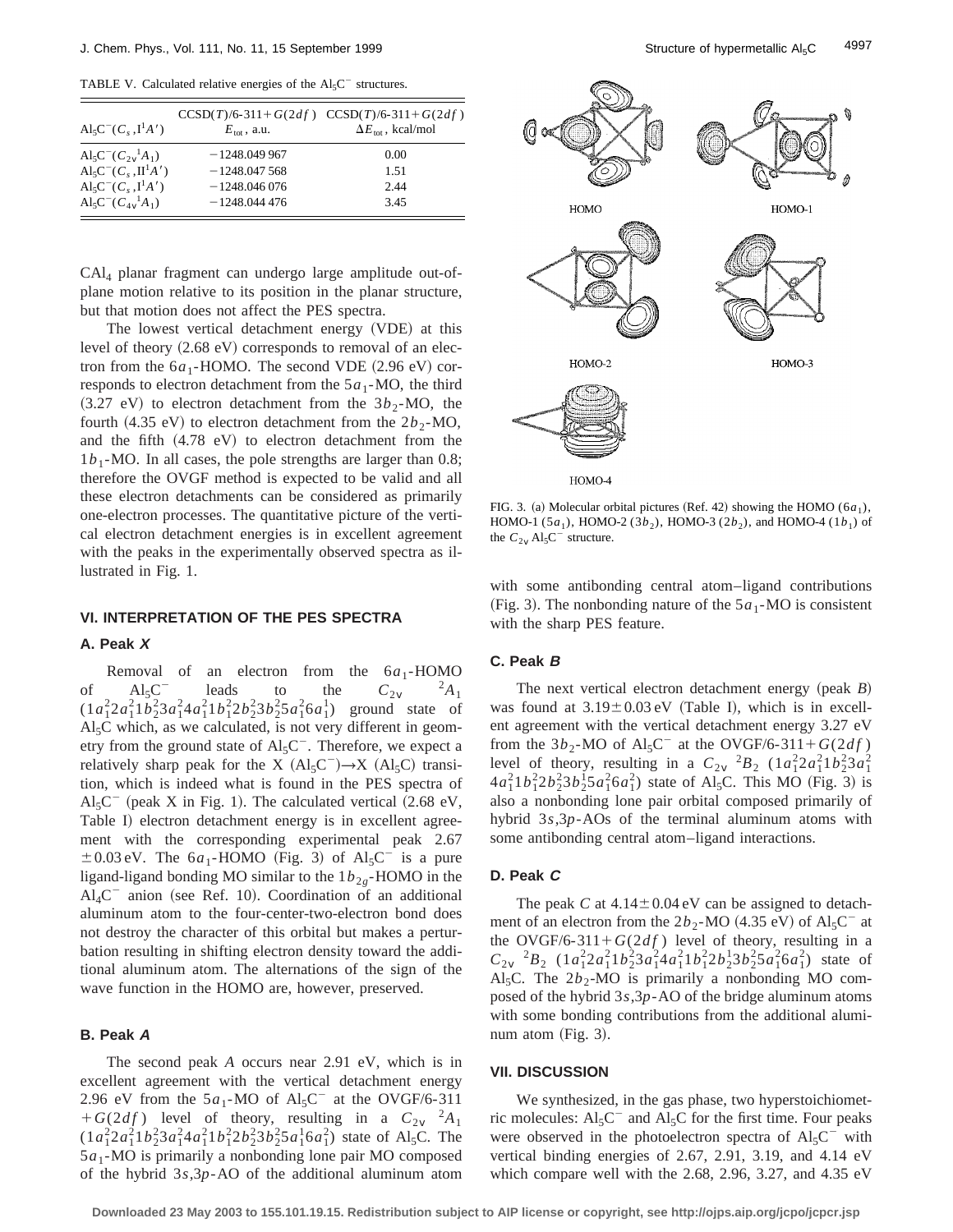TABLE V. Calculated relative energies of the $Al_5C^-$ structures.

| $Al_5C^-(C_s, I^1A')$ | CCSD(T)/6-311+G(2df) $E_{tot}$, a.u. | CCSD(T)/6-311+G(2df) $\Delta E_{tot}$, kcal/mol |
|---|---|---|
| $Al_5C^-(C_{2v}{}^1A_1)$ | −1248.049 967 | 0.00 |
| $Al_5C^-(C_s, II^1A')$ | −1248.047 568 | 1.51 |
| $Al_5C^-(C_s, I^1A')$ | −1248.046 076 | 2.44 |
| $Al_5C^-(C_{4v}{}^1A_1)$ | −1248.044 476 | 3.45 |

$CAl_4$ planar fragment can undergo large amplitude out-of-plane motion relative to its position in the planar structure, but that motion does not affect the PES spectra.

The lowest vertical detachment energy (VDE) at this level of theory (2.68 eV) corresponds to removal of an electron from the $6a_1$-HOMO. The second VDE (2.96 eV) corresponds to electron detachment from the $5a_1$-MO, the third (3.27 eV) to electron detachment from the $3b_2$-MO, the fourth (4.35 eV) to electron detachment from the $2b_2$-MO, and the fifth (4.78 eV) to electron detachment from the $1b_1$-MO. In all cases, the pole strengths are larger than 0.8; therefore the OVGF method is expected to be valid and all these electron detachments can be considered as primarily one-electron processes. The quantitative picture of the vertical electron detachment energies is in excellent agreement with the peaks in the experimentally observed spectra as illustrated in Fig. 1.

## VI. INTERPRETATION OF THE PES SPECTRA

### A. Peak *X*

Removal of an electron from the $6a_1$-HOMO of $Al_5C^-$ leads to the $C_{2v}$ $^2A_1$ $(1a_1^2 2a_1^2 1b_2^2 3a_1^2 4a_1^2 1b_1^2 2b_2^2 3b_2^2 5a_1^2 6a_1^1)$ ground state of $Al_5C$ which, as we calculated, is not very different in geometry from the ground state of $Al_5C^-$. Therefore, we expect a relatively sharp peak for the X $(Al_5C^-)\rightarrow$X $(Al_5C)$ transition, which is indeed what is found in the PES spectra of $Al_5C^-$ (peak X in Fig. 1). The calculated vertical (2.68 eV, Table I) electron detachment energy is in excellent agreement with the corresponding experimental peak 2.67 ±0.03 eV. The $6a_1$-HOMO (Fig. 3) of $Al_5C^-$ is a pure ligand-ligand bonding MO similar to the $1b_{2g}$-HOMO in the $Al_4C^-$ anion (see Ref. 10). Coordination of an additional aluminum atom to the four-center-two-electron bond does not destroy the character of this orbital but makes a perturbation resulting in shifting electron density toward the additional aluminum atom. The alternations of the sign of the wave function in the HOMO are, however, preserved.

### B. Peak *A*

The second peak *A* occurs near 2.91 eV, which is in excellent agreement with the vertical detachment energy 2.96 eV from the $5a_1$-MO of $Al_5C^-$ at the OVGF/6-311 +G(2df) level of theory, resulting in a $C_{2v}$ $^2A_1$ $(1a_1^2 2a_1^2 1b_2^2 3a_1^2 4a_1^2 1b_1^2 2b_2^2 3b_2^2 5a_1^1 6a_1^2)$ state of $Al_5C$. The $5a_1$-MO is primarily a nonbonding lone pair MO composed of the hybrid $3s,3p$-AO of the additional aluminum atom with some antibonding central atom–ligand contributions (Fig. 3). The nonbonding nature of the $5a_1$-MO is consistent with the sharp PES feature.

FIG. 3. (a) Molecular orbital pictures (Ref. 42) showing the HOMO $(6a_1)$, HOMO-1 $(5a_1)$, HOMO-2 $(3b_2)$, HOMO-3 $(2b_2)$, and HOMO-4 $(1b_1)$ of the $C_{2v}$ $Al_5C^-$ structure.

### C. Peak *B*

The next vertical electron detachment energy (peak *B*) was found at 3.19±0.03 eV (Table I), which is in excellent agreement with the vertical detachment energy 3.27 eV from the $3b_2$-MO of $Al_5C^-$ at the OVGF/6-311+G(2df) level of theory, resulting in a $C_{2v}$ $^2B_2$ $(1a_1^2 2a_1^2 1b_2^2 3a_1^2 4a_1^2 1b_1^2 2b_2^2 3b_2^1 5a_1^2 6a_1^2)$ state of $Al_5C$. This MO (Fig. 3) is also a nonbonding lone pair orbital composed primarily of hybrid $3s,3p$-AOs of the terminal aluminum atoms with some antibonding central atom–ligand interactions.

### D. Peak *C*

The peak *C* at 4.14±0.04 eV can be assigned to detachment of an electron from the $2b_2$-MO (4.35 eV) of $Al_5C^-$ at the OVGF/6-311+G(2df) level of theory, resulting in a $C_{2v}$ $^2B_2$ $(1a_1^2 2a_1^2 1b_2^2 3a_1^2 4a_1^2 1b_1^2 2b_2^1 3b_2^2 5a_1^2 6a_1^2)$ state of $Al_5C$. The $2b_2$-MO is primarily a nonbonding MO composed of the hybrid $3s,3p$-AO of the bridge aluminum atoms with some bonding contributions from the additional aluminum atom (Fig. 3).

## VII. DISCUSSION

We synthesized, in the gas phase, two hyperstoichiometric molecules: $Al_5C^-$ and $Al_5C$ for the first time. Four peaks were observed in the photoelectron spectra of $Al_5C^-$ with vertical binding energies of 2.67, 2.91, 3.19, and 4.14 eV which compare well with the 2.68, 2.96, 3.27, and 4.35 eV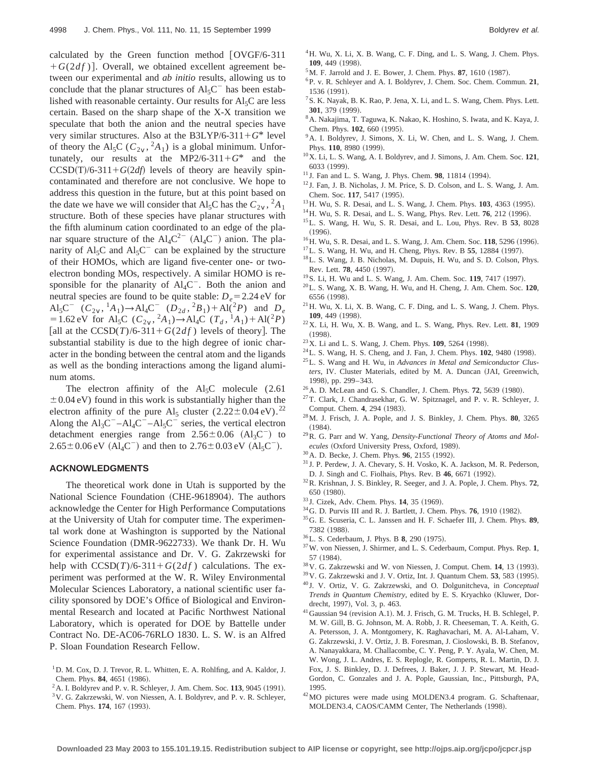calculated by the Green function method [OVGF/6-311 $+G(2df)$]. Overall, we obtained excellent agreement between our experimental and *ab initio* results, allowing us to conclude that the planar structures of $Al_5C^-$ has been established with reasonable certainty. Our results for $Al_5C$ are less certain. Based on the sharp shape of the X-X transition we speculate that both the anion and the neutral species have very similar structures. Also at the B3LYP/6-311$+G^*$ level of theory the $Al_5C$ ($C_{2v}$, $^2A_1$) is a global minimum. Unfortunately, our results at the MP2/6-311$+G^*$ and the CCSD(T)/6-311$+G(2df)$ levels of theory are heavily spin-contaminated and therefore are not conclusive. We hope to address this question in the future, but at this point based on the date we have we will consider that $Al_5C$ has the $C_{2v}$, $^2A_1$ structure. Both of these species have planar structures with the fifth aluminum cation coordinated to an edge of the planar square structure of the $Al_4C^{2-}$ ($Al_4C^-$) anion. The planarity of $Al_5C$ and $Al_5C^-$ can be explained by the structure of their HOMOs, which are ligand five-center one- or two-electron bonding MOs, respectively. A similar HOMO is responsible for the planarity of $Al_4C^-$. Both the anion and neutral species are found to be quite stable: $D_e = 2.24$ eV for $Al_5C^-$ ($C_{2v}$, $^1A_1$)$\rightarrow Al_4C^-$ ($D_{2d}$, $^2B_1$)$+$Al($^2P$) and $D_e = 1.62$ eV for $Al_5C$ ($C_{2v}$, $^2A_1$)$\rightarrow Al_4C$ ($T_d$, $^1A_1$)$+$Al($^2P$) [all at the CCSD($T$)/6-311$+G(2df)$ levels of theory]. The substantial stability is due to the high degree of ionic character in the bonding between the central atom and the ligands as well as the bonding interactions among the ligand aluminum atoms.

The electron affinity of the $Al_5C$ molecule ($2.61 \pm 0.04$ eV) found in this work is substantially higher than the electron affinity of the pure $Al_5$ cluster ($2.22 \pm 0.04$ eV).[22] Along the $Al_3C^-$–$Al_4C^-$–$Al_5C^-$ series, the vertical electron detachment energies range from $2.56 \pm 0.06$ ($Al_3C^-$) to $2.65 \pm 0.06$ eV ($Al_4C^-$) and then to $2.76 \pm 0.03$ eV ($Al_5C^-$).

## ACKNOWLEDGMENTS

The theoretical work done in Utah is supported by the National Science Foundation (CHE-9618904). The authors acknowledge the Center for High Performance Computations at the University of Utah for computer time. The experimental work done at Washington is supported by the National Science Foundation (DMR-9622733). We thank Dr. H. Wu for experimental assistance and Dr. V. G. Zakrzewski for help with CCSD($T$)/6-311$+G(2df)$ calculations. The experiment was performed at the W. R. Wiley Environmental Molecular Sciences Laboratory, a national scientific user facility sponsored by DOE's Office of Biological and Environmental Research and located at Pacific Northwest National Laboratory, which is operated for DOE by Battelle under Contract No. DE-AC06-76RLO 1830. L. S. W. is an Alfred P. Sloan Foundation Research Fellow.

[1] D. M. Cox, D. J. Trevor, R. L. Whitten, E. A. Rohlfing, and A. Kaldor, J. Chem. Phys. **84**, 4651 (1986).
[2] A. I. Boldyrev and P. v. R. Schleyer, J. Am. Chem. Soc. **113**, 9045 (1991).
[3] V. G. Zakrzewski, W. von Niessen, A. I. Boldyrev, and P. v. R. Schleyer, Chem. Phys. **174**, 167 (1993).
[4] H. Wu, X. Li, X. B. Wang, C. F. Ding, and L. S. Wang, J. Chem. Phys. **109**, 449 (1998).
[5] M. F. Jarrold and J. E. Bower, J. Chem. Phys. **87**, 1610 (1987).
[6] P. v. R. Schleyer and A. I. Boldyrev, J. Chem. Soc. Chem. Commun. **21**, 1536 (1991).
[7] S. K. Nayak, B. K. Rao, P. Jena, X. Li, and L. S. Wang, Chem. Phys. Lett. **301**, 379 (1999).
[8] A. Nakajima, T. Taguwa, K. Nakao, K. Hoshino, S. Iwata, and K. Kaya, J. Chem. Phys. **102**, 660 (1995).
[9] A. I. Boldyrev, J. Simons, X. Li, W. Chen, and L. S. Wang, J. Chem. Phys. **110**, 8980 (1999).
[10] X. Li, L. S. Wang, A. I. Boldyrev, and J. Simons, J. Am. Chem. Soc. **121**, 6033 (1999).
[11] J. Fan and L. S. Wang, J. Phys. Chem. **98**, 11814 (1994).
[12] J. Fan, J. B. Nicholas, J. M. Price, S. D. Colson, and L. S. Wang, J. Am. Chem. Soc. **117**, 5417 (1995).
[13] H. Wu, S. R. Desai, and L. S. Wang, J. Chem. Phys. **103**, 4363 (1995).
[14] H. Wu, S. R. Desai, and L. S. Wang, Phys. Rev. Lett. **76**, 212 (1996).
[15] L. S. Wang, H. Wu, S. R. Desai, and L. Lou, Phys. Rev. B **53**, 8028 (1996).
[16] H. Wu, S. R. Desai, and L. S. Wang, J. Am. Chem. Soc. **118**, 5296 (1996).
[17] L. S. Wang, H. Wu, and H. Cheng, Phys. Rev. B **55**, 12884 (1997).
[18] L. S. Wang, J. B. Nicholas, M. Dupuis, H. Wu, and S. D. Colson, Phys. Rev. Lett. **78**, 4450 (1997).
[19] S. Li, H. Wu and L. S. Wang, J. Am. Chem. Soc. **119**, 7417 (1997).
[20] L. S. Wang, X. B. Wang, H. Wu, and H. Cheng, J. Am. Chem. Soc. **120**, 6556 (1998).
[21] H. Wu, X. Li, X. B. Wang, C. F. Ding, and L. S. Wang, J. Chem. Phys. **109**, 449 (1998).
[22] X. Li, H. Wu, X. B. Wang, and L. S. Wang, Phys. Rev. Lett. **81**, 1909 (1998).
[23] X. Li and L. S. Wang, J. Chem. Phys. **109**, 5264 (1998).
[24] L. S. Wang, H. S. Cheng, and J. Fan, J. Chem. Phys. **102**, 9480 (1998).
[25] L. S. Wang and H. Wu, in *Advances in Metal and Semiconductor Clusters*, IV. Cluster Materials, edited by M. A. Duncan (JAI, Greenwich, 1998), pp. 299–343.
[26] A. D. McLean and G. S. Chandler, J. Chem. Phys. **72**, 5639 (1980).
[27] T. Clark, J. Chandrasekhar, G. W. Spitznagel, and P. v. R. Schleyer, J. Comput. Chem. **4**, 294 (1983).
[28] M. J. Frisch, J. A. Pople, and J. S. Binkley, J. Chem. Phys. **80**, 3265 (1984).
[29] R. G. Parr and W. Yang, *Density-Functional Theory of Atoms and Molecules* (Oxford University Press, Oxford, 1989).
[30] A. D. Becke, J. Chem. Phys. **96**, 2155 (1992).
[31] J. P. Perdew, J. A. Chevary, S. H. Vosko, K. A. Jackson, M. R. Pederson, D. J. Singh and C. Fiolhais, Phys. Rev. B **46**, 6671 (1992).
[32] R. Krishnan, J. S. Binkley, R. Seeger, and J. A. Pople, J. Chem. Phys. **72**, 650 (1980).
[33] J. Cizek, Adv. Chem. Phys. **14**, 35 (1969).
[34] G. D. Purvis III and R. J. Bartlett, J. Chem. Phys. **76**, 1910 (1982).
[35] G. E. Scuseria, C. L. Janssen and H. F. Schaefer III, J. Chem. Phys. **89**, 7382 (1988).
[36] L. S. Cederbaum, J. Phys. B **8**, 290 (1975).
[37] W. von Niessen, J. Shirmer, and L. S. Cederbaum, Comput. Phys. Rep. **1**, 57 (1984).
[38] V. G. Zakrzewski and W. von Niessen, J. Comput. Chem. **14**, 13 (1993).
[39] V. G. Zakrzewski and J. V. Ortiz, Int. J. Quantum Chem. **53**, 583 (1995).
[40] J. V. Ortiz, V. G. Zakrzewski, and O. Dolgunitcheva, in *Conceptual Trends in Quantum Chemistry*, edited by E. S. Kryachko (Kluwer, Dordrecht, 1997), Vol. 3, p. 463.
[41] Gaussian 94 (revision A.1). M. J. Frisch, G. M. Trucks, H. B. Schlegel, P. M. W. Gill, B. G. Johnson, M. A. Robb, J. R. Cheeseman, T. A. Keith, G. A. Petersson, J. A. Montgomery, K. Raghavachari, M. A. Al-Laham, V. G. Zakrzewski, J. V. Ortiz, J. B. Foresman, J. Cioslowski, B. B. Stefanov, A. Nanayakkara, M. Challacombe, C. Y. Peng, P. Y. Ayala, W. Chen, M. W. Wong, J. L. Andres, E. S. Replogle, R. Gomperts, R. L. Martin, D. J. Fox, J. S. Binkley, D. J. Defrees, J. Baker, J. J. P. Stewart, M. Head-Gordon, C. Gonzales and J. A. Pople, Gaussian, Inc., Pittsburgh, PA, 1995.
[42] MO pictures were made using MOLDEN3.4 program. G. Schaftenaar, MOLDEN3.4, CAOS/CAMM Center, The Netherlands (1998).